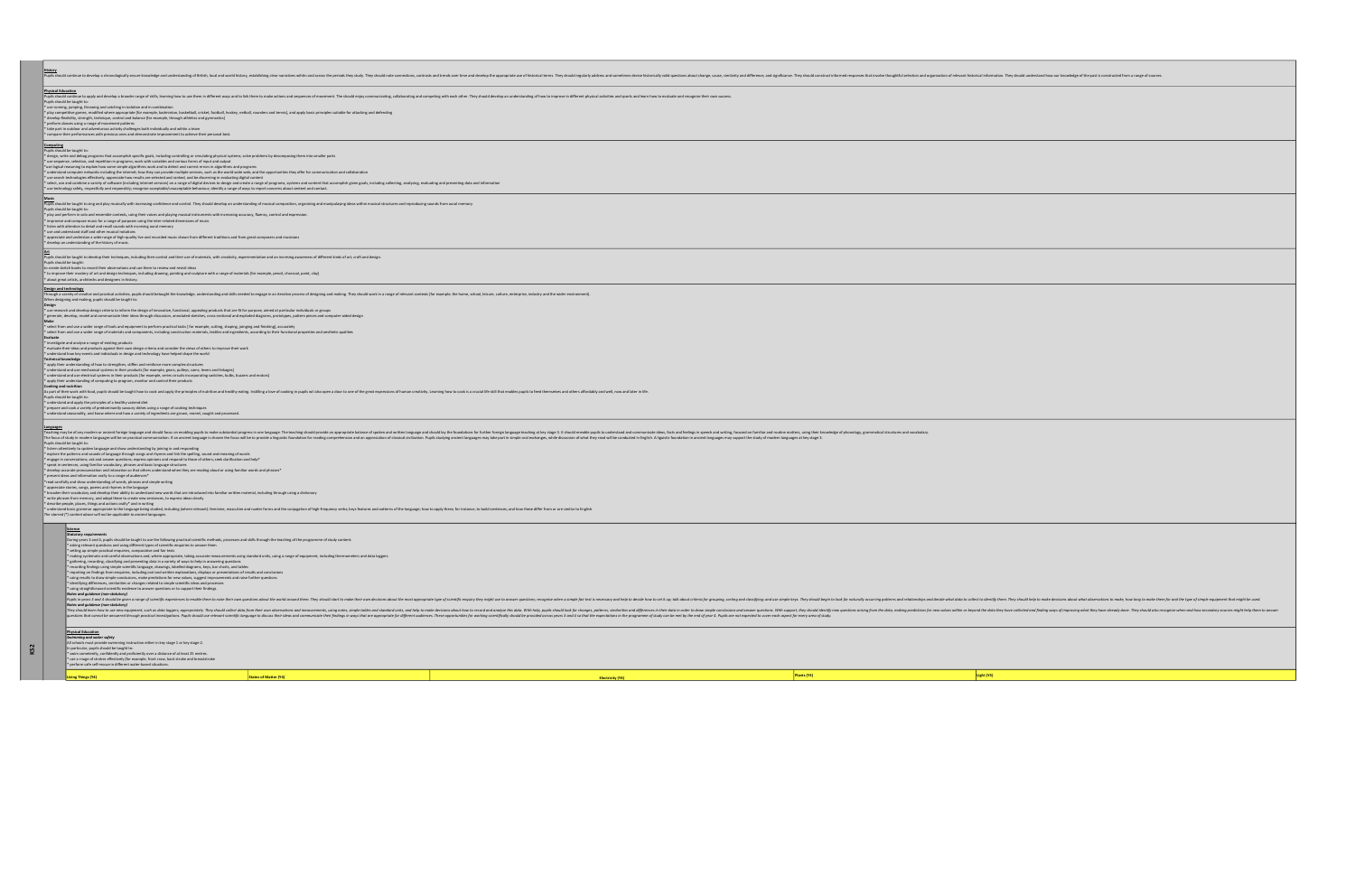KS2

**History**
Pupils should continue to develop a chronologically secure knowledge and understanding of British, local and world history, establishing clear narratives within and across the periods they study. They should note connections, contrasts and trends over time and develop the appropriate use of historical terms. They should regularly address and sometimes devise historically valid questions about change, cause, similarity and difference, and significance. They should construct informed responses that involve thoughtful selection and organisation of relevant historical information. They should understand how our knowledge of the past is constructed from a range of sources.

**Physical Education**
Pupils should continue to apply and develop a broader range of skills, learning how to use them in different ways and to link them to make actions and sequences of movement. They should enjoy communicating, collaborating and competing with each other. They should develop an understanding of how to improve in different physical activities and sports and learn how to evaluate and recognise their own success.
Pupils should be taught to:
* use running, jumping, throwing and catching in isolation and in combination
* play competitive games, modified where appropriate [for example, badminton, basketball, cricket, football, hockey, netball, rounders and tennis], and apply basic principles suitable for attacking and defending
* develop flexibility, strength, technique, control and balance [for example, through athletics and gymnastics]
* perform dances using a range of movement patterns
* take part in outdoor and adventurous activity challenges both individually and within a team
* compare their performances with previous ones and demonstrate improvement to achieve their personal best.

**Computing**
Pupils should be taught to:
* design, write and debug programs that accomplish specific goals, including controlling or simulating physical systems; solve problems by decomposing them into smaller parts
* use sequence, selection, and repetition in programs; work with variables and various forms of input and output
* use logical reasoning to explain how some simple algorithms work and to detect and correct errors in algorithms and programs
* understand computer networks including the internet; how they can provide multiple services, such as the world wide web; and the opportunities they offer for communication and collaboration
* use search technologies effectively, appreciate how results are selected and ranked, and be discerning in evaluating digital content
* select, use and combine a variety of software (including internet services) on a range of digital devices to design and create a range of programs, systems and content that accomplish given goals, including collecting, analysing, evaluating and presenting data and information
* use technology safely, respectfully and responsibly; recognise acceptable/unacceptable behaviour; identify a range of ways to report concerns about content and contact.

**Music**
Pupils should be taught to sing and play musically with increasing confidence and control. They should develop an understanding of musical composition, organising and manipulating ideas within musical structures and reproducing sounds from aural memory.
Pupils should be taught to:
* play and perform in solo and ensemble contexts, using their voices and playing musical instruments with increasing accuracy, fluency, control and expression
* improvise and compose music for a range of purposes using the inter-related dimensions of music
* listen with attention to detail and recall sounds with increasing aural memory
* use and understand staff and other musical notations
* appreciate and understand a wide range of high-quality live and recorded music drawn from different traditions and from great composers and musicians
* develop an understanding of the history of music.

**Art**
Pupils should be taught to develop their techniques, including their control and their use of materials, with creativity, experimentation and an increasing awareness of different kinds of art, craft and design.
Pupils should be taught:
to create sketch books to record their observations and use them to review and revisit ideas
* to improve their mastery of art and design techniques, including drawing, painting and sculpture with a range of materials [for example, pencil, charcoal, paint, clay]
* about great artists, architects and designers in history.

**Design and technology**
Through a variety of creative and practical activities, pupils should be taught the knowledge, understanding and skills needed to engage in an iterative process of designing and making. They should work in a range of relevant contexts [for example, the home, school, leisure, culture, enterprise, industry and the wider environment].
When designing and making, pupils should be taught to:
**Design**
* use research and develop design criteria to inform the design of innovative, functional, appealing products that are fit for purpose, aimed at particular individuals or groups
* generate, develop, model and communicate their ideas through discussion, annotated sketches, cross-sectional and exploded diagrams, prototypes, pattern pieces and computer-aided design
**Make**
* select from and use a wider range of tools and equipment to perform practical tasks [for example, cutting, shaping, joining and finishing], accurately
* select from and use a wider range of materials and components, including construction materials, textiles and ingredients, according to their functional properties and aesthetic qualities
**Evaluate**
* investigate and analyse a range of existing products
* evaluate their ideas and products against their own design criteria and consider the views of others to improve their work
* understand how key events and individuals in design and technology have helped shape the world
**Technical knowledge**
* apply their understanding of how to strengthen, stiffen and reinforce more complex structures
* understand and use mechanical systems in their products [for example, gears, pulleys, cams, levers and linkages]
* understand and use electrical systems in their products [for example, series circuits incorporating switches, bulbs, buzzers and motors]
* apply their understanding of computing to program, monitor and control their products
**Cooking and nutrition**
As part of their work with food, pupils should be taught how to cook and apply the principles of nutrition and healthy eating. Instilling a love of cooking in pupils will also open a door to one of the great expressions of human creativity. Learning how to cook is a crucial life skill that enables pupils to feed themselves and others affordably and well, now and later in life.
Pupils should be taught to:
* understand and apply the principles of a healthy and varied diet
* prepare and cook a variety of predominantly savoury dishes using a range of cooking techniques
* understand seasonality, and know where and how a variety of ingredients are grown, reared, caught and processed.

**Languages**
Teaching may be of any modern or ancient foreign language and should focus on enabling pupils to make substantial progress in one language. The teaching should provide an appropriate balance of spoken and written language and should lay the foundations for further foreign language teaching at key stage 3. It should enable pupils to understand and communicate ideas, facts and feelings in speech and writing, focused on familiar and routine matters, using their knowledge of phonology, grammatical structures and vocabulary.
The focus of study in modern languages will be on practical communication. If an ancient language is chosen the focus will be to provide a linguistic foundation for reading comprehension and an appreciation of classical civilisation. Pupils studying ancient languages may take part in simple oral exchanges, while discussion of what they read will be conducted in English. A linguistic foundation in ancient languages may support the study of modern languages at key stage 3.
Pupils should be taught to:
* listen attentively to spoken language and show understanding by joining in and responding
* explore the patterns and sounds of language through songs and rhymes and link the spelling, sound and meaning of words
* engage in conversations; ask and answer questions; express opinions and respond to those of others; seek clarification and help*
* speak in sentences, using familiar vocabulary, phrases and basic language structures
* develop accurate pronunciation and intonation so that others understand when they are reading aloud or using familiar words and phrases*
* present ideas and information orally to a range of audiences*
* read carefully and show understanding of words, phrases and simple writing
* appreciate stories, songs, poems and rhymes in the language
* broaden their vocabulary and develop their ability to understand new words that are introduced into familiar written material, including through using a dictionary
* write phrases from memory, and adapt these to create new sentences, to express ideas clearly
* describe people, places, things and actions orally* and in writing
* understand basic grammar appropriate to the language being studied, including (where relevant): feminine, masculine and neuter forms and the conjugation of high-frequency verbs; key features and patterns of the language; how to apply these, for instance, to build sentences; and how these differ from or are similar to English.
The starred (*) content above will not be applicable to ancient languages.

**Science**
***Statutory requirements***
During years 3 and 4, pupils should be taught to use the following practical scientific methods, processes and skills through the teaching of the programme of study content:
* asking relevant questions and using different types of scientific enquiries to answer them
* setting up simple practical enquiries, comparative and fair tests
* making systematic and careful observations and, where appropriate, taking accurate measurements using standard units, using a range of equipment, including thermometers and data loggers
* gathering, recording, classifying and presenting data in a variety of ways to help in answering questions
* recording findings using simple scientific language, drawings, labelled diagrams, keys, bar charts, and tables
* reporting on findings from enquiries, including oral and written explanations, displays or presentations of results and conclusions
* using results to draw simple conclusions, make predictions for new values, suggest improvements and raise further questions
* identifying differences, similarities or changes related to simple scientific ideas and processes
* using straightforward scientific evidence to answer questions or to support their findings.
***Notes and guidance (non-statutory)***
Pupils in years 3 and 4 should be given a range of scientific experiences to enable them to raise their own questions about the world around them. They should start to make their own decisions about the most appropriate type of scientific enquiry they might use to answer questions; recognise when a simple fair test is necessary and help to decide how to set it up; talk about criteria for grouping, sorting and classifying; and use simple keys. They should begin to look for naturally occurring patterns and relationships and decide what data to collect to identify them. They should help to make decisions about what observations to make, how long to make them for and the type of simple equipment that might be used.
***Notes and guidance (non-statutory)***
They should learn how to use new equipment, such as data loggers, appropriately. They should collect data from their own observations and measurements, using notes, simple tables and standard units, and help to make decisions about how to record and analyse this data. With help, pupils should look for changes, patterns, similarities and differences in their data in order to draw simple conclusions and answer questions. With support, they should identify new questions arising from the data, making predictions for new values within or beyond the data they have collected and finding ways of improving what they have already done. They should also recognise when and how secondary sources might help them to answer questions that cannot be answered through practical investigations. Pupils should use relevant scientific language to discuss their ideas and communicate their findings in ways that are appropriate for different audiences. These opportunities for working scientifically should be provided across years 3 and 4 so that the expectations in the programme of study can be met by the end of year 4. Pupils are not expected to cover each aspect for every area of study.

**Physical Education**
***Swimming and water safety***
All schools must provide swimming instruction either in key stage 1 or key stage 2.
In particular, pupils should be taught to:
* swim competently, confidently and proficiently over a distance of at least 25 metres
* use a range of strokes effectively [for example, front crawl, backstroke and breaststroke]
* perform safe self-rescue in different water-based situations.

| Living Things (Y4) | States of Matter (Y4) | Electricity (Y4) | Plants (Y3) | Light (Y3) |
|---|---|---|---|---|